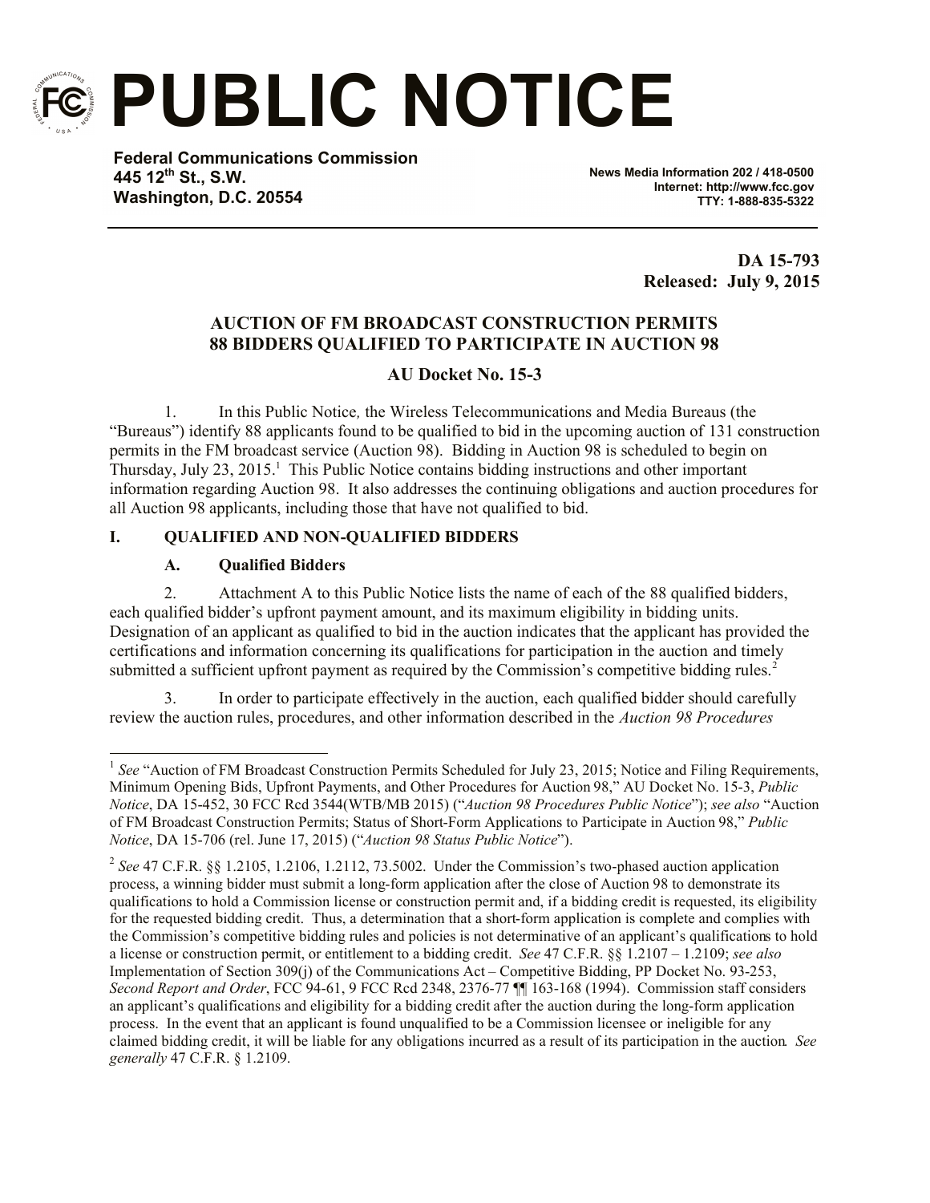# PUBLIC NOTICE

**Federal Communications Commission**
**445 12th St., S.W.**
**Washington, D.C. 20554**

**News Media Information 202 / 418-0500**
**Internet: http://www.fcc.gov**
**TTY: 1-888-835-5322**

**DA 15-793**
**Released: July 9, 2015**

## AUCTION OF FM BROADCAST CONSTRUCTION PERMITS
## 88 BIDDERS QUALIFIED TO PARTICIPATE IN AUCTION 98

### AU Docket No. 15-3

1. In this Public Notice*,* the Wireless Telecommunications and Media Bureaus (the "Bureaus") identify 88 applicants found to be qualified to bid in the upcoming auction of 131 construction permits in the FM broadcast service (Auction 98). Bidding in Auction 98 is scheduled to begin on Thursday, July 23, 2015.[1] This Public Notice contains bidding instructions and other important information regarding Auction 98. It also addresses the continuing obligations and auction procedures for all Auction 98 applicants, including those that have not qualified to bid.

## I. QUALIFIED AND NON-QUALIFIED BIDDERS

### A. Qualified Bidders

2. Attachment A to this Public Notice lists the name of each of the 88 qualified bidders, each qualified bidder's upfront payment amount, and its maximum eligibility in bidding units. Designation of an applicant as qualified to bid in the auction indicates that the applicant has provided the certifications and information concerning its qualifications for participation in the auction and timely submitted a sufficient upfront payment as required by the Commission's competitive bidding rules.[2]

3. In order to participate effectively in the auction, each qualified bidder should carefully review the auction rules, procedures, and other information described in the *Auction 98 Procedures*

---

[1] *See* "Auction of FM Broadcast Construction Permits Scheduled for July 23, 2015; Notice and Filing Requirements, Minimum Opening Bids, Upfront Payments, and Other Procedures for Auction 98," AU Docket No. 15-3, *Public Notice*, DA 15-452, 30 FCC Rcd 3544(WTB/MB 2015) ("*Auction 98 Procedures Public Notice*"); *see also* "Auction of FM Broadcast Construction Permits; Status of Short-Form Applications to Participate in Auction 98," *Public Notice*, DA 15-706 (rel. June 17, 2015) ("*Auction 98 Status Public Notice*").

[2] *See* 47 C.F.R. §§ 1.2105, 1.2106, 1.2112, 73.5002. Under the Commission's two-phased auction application process, a winning bidder must submit a long-form application after the close of Auction 98 to demonstrate its qualifications to hold a Commission license or construction permit and, if a bidding credit is requested, its eligibility for the requested bidding credit. Thus, a determination that a short-form application is complete and complies with the Commission's competitive bidding rules and policies is not determinative of an applicant's qualifications to hold a license or construction permit, or entitlement to a bidding credit. *See* 47 C.F.R. §§ 1.2107 – 1.2109; *see also* Implementation of Section 309(j) of the Communications Act – Competitive Bidding, PP Docket No. 93-253, *Second Report and Order*, FCC 94-61, 9 FCC Rcd 2348, 2376-77 ¶¶ 163-168 (1994). Commission staff considers an applicant's qualifications and eligibility for a bidding credit after the auction during the long-form application process. In the event that an applicant is found unqualified to be a Commission licensee or ineligible for any claimed bidding credit, it will be liable for any obligations incurred as a result of its participation in the auction*. See generally* 47 C.F.R. § 1.2109.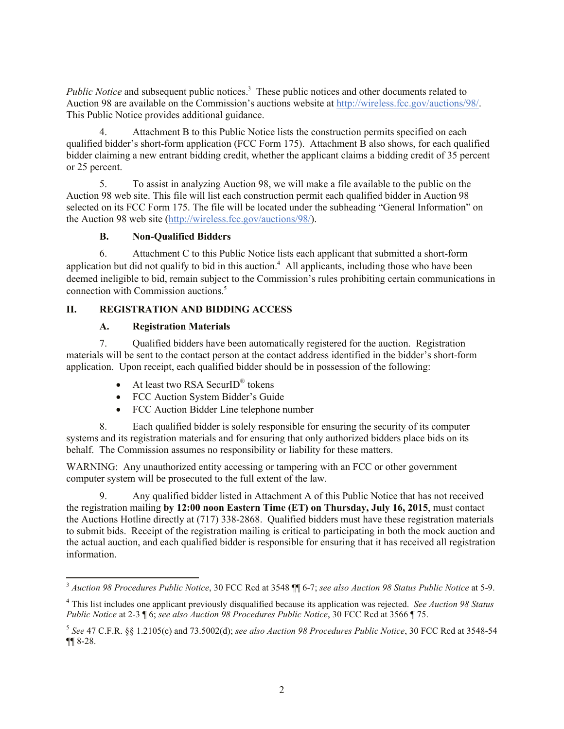*Public Notice* and subsequent public notices.[3] These public notices and other documents related to Auction 98 are available on the Commission's auctions website at http://wireless.fcc.gov/auctions/98/. This Public Notice provides additional guidance.

4. Attachment B to this Public Notice lists the construction permits specified on each qualified bidder's short-form application (FCC Form 175). Attachment B also shows, for each qualified bidder claiming a new entrant bidding credit, whether the applicant claims a bidding credit of 35 percent or 25 percent.

5. To assist in analyzing Auction 98, we will make a file available to the public on the Auction 98 web site. This file will list each construction permit each qualified bidder in Auction 98 selected on its FCC Form 175. The file will be located under the subheading "General Information" on the Auction 98 web site (http://wireless.fcc.gov/auctions/98/).

### B. Non-Qualified Bidders

6. Attachment C to this Public Notice lists each applicant that submitted a short-form application but did not qualify to bid in this auction.[4] All applicants, including those who have been deemed ineligible to bid, remain subject to the Commission's rules prohibiting certain communications in connection with Commission auctions.[5]

## II. REGISTRATION AND BIDDING ACCESS

### A. Registration Materials

7. Qualified bidders have been automatically registered for the auction. Registration materials will be sent to the contact person at the contact address identified in the bidder's short-form application. Upon receipt, each qualified bidder should be in possession of the following:

- At least two RSA SecurID® tokens
- FCC Auction System Bidder's Guide
- FCC Auction Bidder Line telephone number

8. Each qualified bidder is solely responsible for ensuring the security of its computer systems and its registration materials and for ensuring that only authorized bidders place bids on its behalf. The Commission assumes no responsibility or liability for these matters.

WARNING: Any unauthorized entity accessing or tampering with an FCC or other government computer system will be prosecuted to the full extent of the law.

9. Any qualified bidder listed in Attachment A of this Public Notice that has not received the registration mailing **by 12:00 noon Eastern Time (ET) on Thursday, July 16, 2015**, must contact the Auctions Hotline directly at (717) 338-2868. Qualified bidders must have these registration materials to submit bids. Receipt of the registration mailing is critical to participating in both the mock auction and the actual auction, and each qualified bidder is responsible for ensuring that it has received all registration information.

---

[3] *Auction 98 Procedures Public Notice*, 30 FCC Rcd at 3548 ¶¶ 6-7; *see also Auction 98 Status Public Notice* at 5-9.

[4] This list includes one applicant previously disqualified because its application was rejected. *See Auction 98 Status Public Notice* at 2-3 ¶ 6; *see also Auction 98 Procedures Public Notice*, 30 FCC Rcd at 3566 ¶ 75.

[5] *See* 47 C.F.R. §§ 1.2105(c) and 73.5002(d); *see also Auction 98 Procedures Public Notice*, 30 FCC Rcd at 3548-54 ¶¶ 8-28.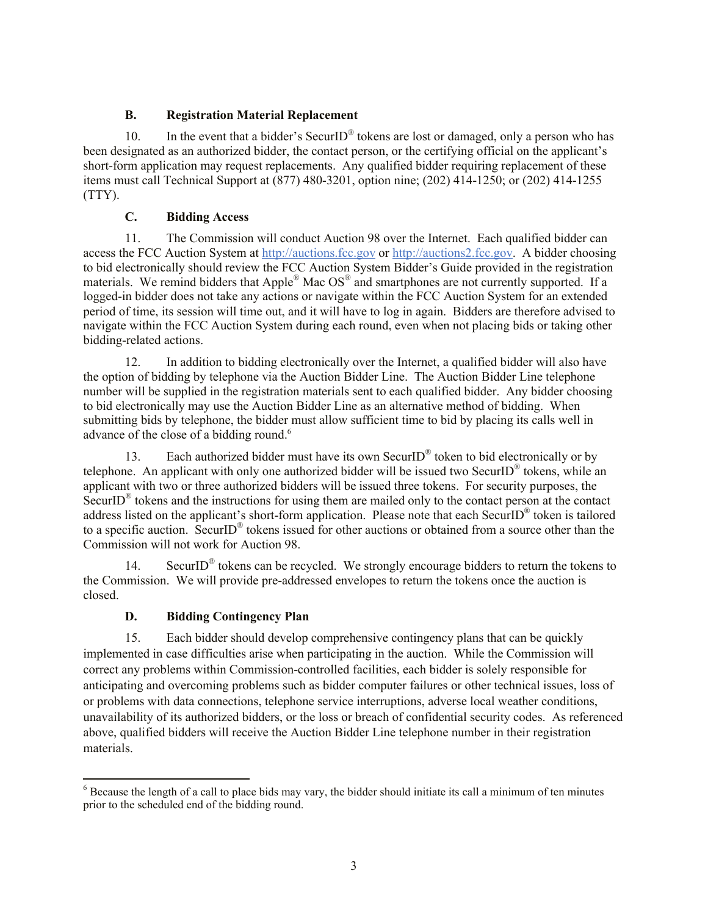### B. Registration Material Replacement

10. In the event that a bidder's SecurID® tokens are lost or damaged, only a person who has been designated as an authorized bidder, the contact person, or the certifying official on the applicant's short-form application may request replacements. Any qualified bidder requiring replacement of these items must call Technical Support at (877) 480-3201, option nine; (202) 414-1250; or (202) 414-1255 (TTY).

### C. Bidding Access

11. The Commission will conduct Auction 98 over the Internet. Each qualified bidder can access the FCC Auction System at http://auctions.fcc.gov or http://auctions2.fcc.gov. A bidder choosing to bid electronically should review the FCC Auction System Bidder's Guide provided in the registration materials. We remind bidders that Apple® Mac OS® and smartphones are not currently supported. If a logged-in bidder does not take any actions or navigate within the FCC Auction System for an extended period of time, its session will time out, and it will have to log in again. Bidders are therefore advised to navigate within the FCC Auction System during each round, even when not placing bids or taking other bidding-related actions.

12. In addition to bidding electronically over the Internet, a qualified bidder will also have the option of bidding by telephone via the Auction Bidder Line. The Auction Bidder Line telephone number will be supplied in the registration materials sent to each qualified bidder. Any bidder choosing to bid electronically may use the Auction Bidder Line as an alternative method of bidding. When submitting bids by telephone, the bidder must allow sufficient time to bid by placing its calls well in advance of the close of a bidding round.[6]

13. Each authorized bidder must have its own SecurID® token to bid electronically or by telephone. An applicant with only one authorized bidder will be issued two SecurID® tokens, while an applicant with two or three authorized bidders will be issued three tokens. For security purposes, the SecurID® tokens and the instructions for using them are mailed only to the contact person at the contact address listed on the applicant's short-form application. Please note that each SecurID® token is tailored to a specific auction. SecurID® tokens issued for other auctions or obtained from a source other than the Commission will not work for Auction 98.

14. SecurID® tokens can be recycled. We strongly encourage bidders to return the tokens to the Commission. We will provide pre-addressed envelopes to return the tokens once the auction is closed.

### D. Bidding Contingency Plan

15. Each bidder should develop comprehensive contingency plans that can be quickly implemented in case difficulties arise when participating in the auction. While the Commission will correct any problems within Commission-controlled facilities, each bidder is solely responsible for anticipating and overcoming problems such as bidder computer failures or other technical issues, loss of or problems with data connections, telephone service interruptions, adverse local weather conditions, unavailability of its authorized bidders, or the loss or breach of confidential security codes. As referenced above, qualified bidders will receive the Auction Bidder Line telephone number in their registration materials.

---

[6] Because the length of a call to place bids may vary, the bidder should initiate its call a minimum of ten minutes prior to the scheduled end of the bidding round.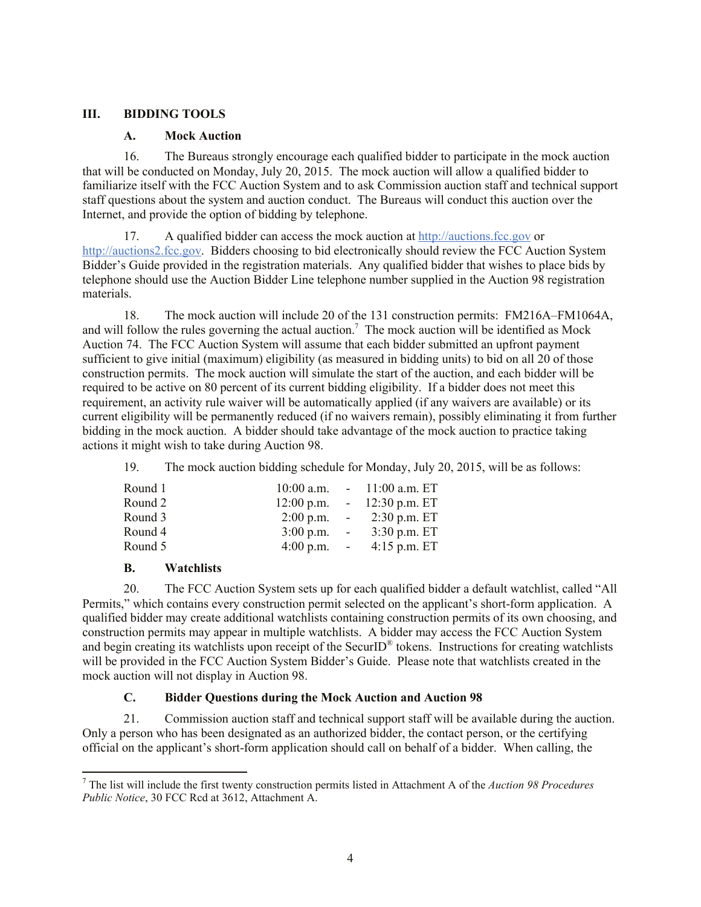## III. BIDDING TOOLS

### A. Mock Auction

16. The Bureaus strongly encourage each qualified bidder to participate in the mock auction that will be conducted on Monday, July 20, 2015. The mock auction will allow a qualified bidder to familiarize itself with the FCC Auction System and to ask Commission auction staff and technical support staff questions about the system and auction conduct. The Bureaus will conduct this auction over the Internet, and provide the option of bidding by telephone.

17. A qualified bidder can access the mock auction at http://auctions.fcc.gov or http://auctions2.fcc.gov. Bidders choosing to bid electronically should review the FCC Auction System Bidder's Guide provided in the registration materials. Any qualified bidder that wishes to place bids by telephone should use the Auction Bidder Line telephone number supplied in the Auction 98 registration materials.

18. The mock auction will include 20 of the 131 construction permits: FM216A–FM1064A, and will follow the rules governing the actual auction.[7] The mock auction will be identified as Mock Auction 74. The FCC Auction System will assume that each bidder submitted an upfront payment sufficient to give initial (maximum) eligibility (as measured in bidding units) to bid on all 20 of those construction permits. The mock auction will simulate the start of the auction, and each bidder will be required to be active on 80 percent of its current bidding eligibility. If a bidder does not meet this requirement, an activity rule waiver will be automatically applied (if any waivers are available) or its current eligibility will be permanently reduced (if no waivers remain), possibly eliminating it from further bidding in the mock auction. A bidder should take advantage of the mock auction to practice taking actions it might wish to take during Auction 98.

19. The mock auction bidding schedule for Monday, July 20, 2015, will be as follows:

| | | | |
|---|---|---|---|
| Round 1 | 10:00 a.m. | - | 11:00 a.m. ET |
| Round 2 | 12:00 p.m. | - | 12:30 p.m. ET |
| Round 3 | 2:00 p.m. | - | 2:30 p.m. ET |
| Round 4 | 3:00 p.m. | - | 3:30 p.m. ET |
| Round 5 | 4:00 p.m. | - | 4:15 p.m. ET |

### B. Watchlists

20. The FCC Auction System sets up for each qualified bidder a default watchlist, called "All Permits," which contains every construction permit selected on the applicant's short-form application. A qualified bidder may create additional watchlists containing construction permits of its own choosing, and construction permits may appear in multiple watchlists. A bidder may access the FCC Auction System and begin creating its watchlists upon receipt of the SecurID® tokens. Instructions for creating watchlists will be provided in the FCC Auction System Bidder's Guide. Please note that watchlists created in the mock auction will not display in Auction 98.

### C. Bidder Questions during the Mock Auction and Auction 98

21. Commission auction staff and technical support staff will be available during the auction. Only a person who has been designated as an authorized bidder, the contact person, or the certifying official on the applicant's short-form application should call on behalf of a bidder. When calling, the

---

[7] The list will include the first twenty construction permits listed in Attachment A of the *Auction 98 Procedures Public Notice*, 30 FCC Rcd at 3612, Attachment A.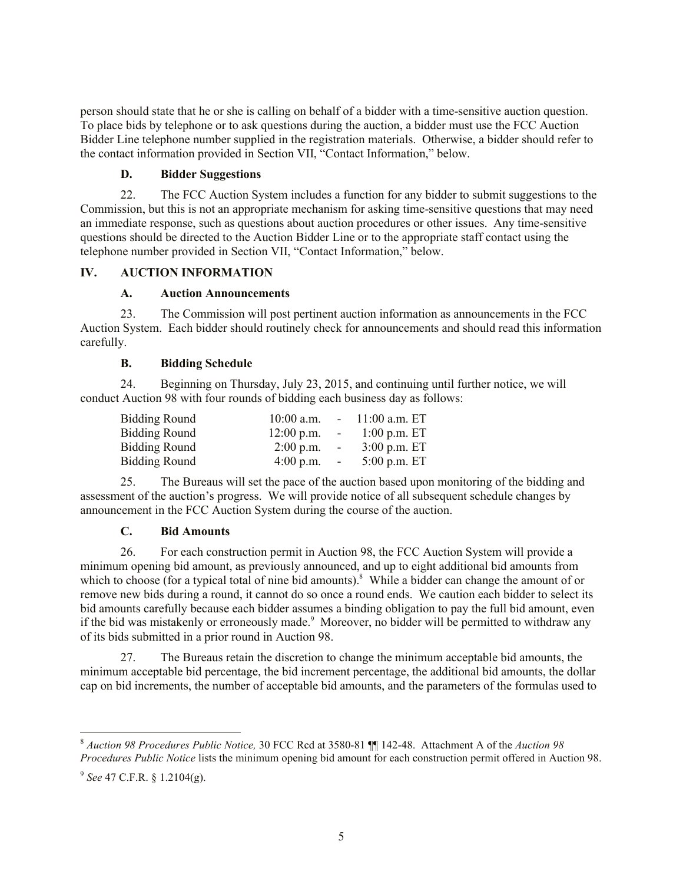person should state that he or she is calling on behalf of a bidder with a time-sensitive auction question. To place bids by telephone or to ask questions during the auction, a bidder must use the FCC Auction Bidder Line telephone number supplied in the registration materials. Otherwise, a bidder should refer to the contact information provided in Section VII, "Contact Information," below.

### D. Bidder Suggestions

22. The FCC Auction System includes a function for any bidder to submit suggestions to the Commission, but this is not an appropriate mechanism for asking time-sensitive questions that may need an immediate response, such as questions about auction procedures or other issues. Any time-sensitive questions should be directed to the Auction Bidder Line or to the appropriate staff contact using the telephone number provided in Section VII, "Contact Information," below.

## IV. AUCTION INFORMATION

### A. Auction Announcements

23. The Commission will post pertinent auction information as announcements in the FCC Auction System. Each bidder should routinely check for announcements and should read this information carefully.

### B. Bidding Schedule

24. Beginning on Thursday, July 23, 2015, and continuing until further notice, we will conduct Auction 98 with four rounds of bidding each business day as follows:

| | | | |
|---|---|---|---|
| Bidding Round | 10:00 a.m. | - | 11:00 a.m. ET |
| Bidding Round | 12:00 p.m. | - | 1:00 p.m. ET |
| Bidding Round | 2:00 p.m. | - | 3:00 p.m. ET |
| Bidding Round | 4:00 p.m. | - | 5:00 p.m. ET |

25. The Bureaus will set the pace of the auction based upon monitoring of the bidding and assessment of the auction's progress. We will provide notice of all subsequent schedule changes by announcement in the FCC Auction System during the course of the auction.

### C. Bid Amounts

26. For each construction permit in Auction 98, the FCC Auction System will provide a minimum opening bid amount, as previously announced, and up to eight additional bid amounts from which to choose (for a typical total of nine bid amounts).[8] While a bidder can change the amount of or remove new bids during a round, it cannot do so once a round ends. We caution each bidder to select its bid amounts carefully because each bidder assumes a binding obligation to pay the full bid amount, even if the bid was mistakenly or erroneously made.[9] Moreover, no bidder will be permitted to withdraw any of its bids submitted in a prior round in Auction 98.

27. The Bureaus retain the discretion to change the minimum acceptable bid amounts, the minimum acceptable bid percentage, the bid increment percentage, the additional bid amounts, the dollar cap on bid increments, the number of acceptable bid amounts, and the parameters of the formulas used to

---

[8] *Auction 98 Procedures Public Notice,* 30 FCC Rcd at 3580-81 ¶¶ 142-48. Attachment A of the *Auction 98 Procedures Public Notice* lists the minimum opening bid amount for each construction permit offered in Auction 98.

[9] *See* 47 C.F.R. § 1.2104(g).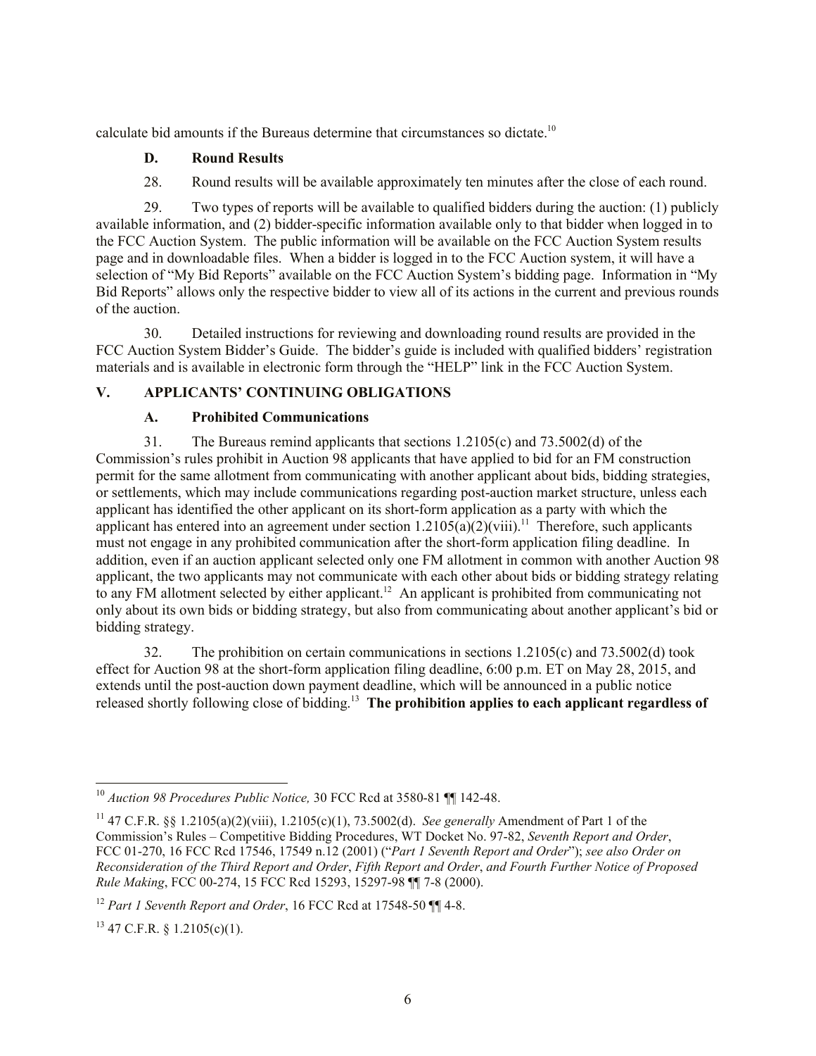calculate bid amounts if the Bureaus determine that circumstances so dictate.[10]

### D. Round Results

28. Round results will be available approximately ten minutes after the close of each round.

29. Two types of reports will be available to qualified bidders during the auction: (1) publicly available information, and (2) bidder-specific information available only to that bidder when logged in to the FCC Auction System. The public information will be available on the FCC Auction System results page and in downloadable files. When a bidder is logged in to the FCC Auction system, it will have a selection of "My Bid Reports" available on the FCC Auction System's bidding page. Information in "My Bid Reports" allows only the respective bidder to view all of its actions in the current and previous rounds of the auction.

30. Detailed instructions for reviewing and downloading round results are provided in the FCC Auction System Bidder's Guide. The bidder's guide is included with qualified bidders' registration materials and is available in electronic form through the "HELP" link in the FCC Auction System.

## V. APPLICANTS' CONTINUING OBLIGATIONS

### A. Prohibited Communications

31. The Bureaus remind applicants that sections 1.2105(c) and 73.5002(d) of the Commission's rules prohibit in Auction 98 applicants that have applied to bid for an FM construction permit for the same allotment from communicating with another applicant about bids, bidding strategies, or settlements, which may include communications regarding post-auction market structure, unless each applicant has identified the other applicant on its short-form application as a party with which the applicant has entered into an agreement under section 1.2105(a)(2)(viii).[11] Therefore, such applicants must not engage in any prohibited communication after the short-form application filing deadline. In addition, even if an auction applicant selected only one FM allotment in common with another Auction 98 applicant, the two applicants may not communicate with each other about bids or bidding strategy relating to any FM allotment selected by either applicant.[12] An applicant is prohibited from communicating not only about its own bids or bidding strategy, but also from communicating about another applicant's bid or bidding strategy.

32. The prohibition on certain communications in sections 1.2105(c) and 73.5002(d) took effect for Auction 98 at the short-form application filing deadline, 6:00 p.m. ET on May 28, 2015, and extends until the post-auction down payment deadline, which will be announced in a public notice released shortly following close of bidding.[13] **The prohibition applies to each applicant regardless of**

---

[10] *Auction 98 Procedures Public Notice,* 30 FCC Rcd at 3580-81 ¶¶ 142-48.

[11] 47 C.F.R. §§ 1.2105(a)(2)(viii), 1.2105(c)(1), 73.5002(d). *See generally* Amendment of Part 1 of the Commission's Rules – Competitive Bidding Procedures, WT Docket No. 97-82, *Seventh Report and Order*, FCC 01-270, 16 FCC Rcd 17546, 17549 n.12 (2001) ("*Part 1 Seventh Report and Order*"); *see also Order on Reconsideration of the Third Report and Order*, *Fifth Report and Order*, *and Fourth Further Notice of Proposed Rule Making*, FCC 00-274, 15 FCC Rcd 15293, 15297-98 ¶¶ 7-8 (2000).

[12] *Part 1 Seventh Report and Order*, 16 FCC Rcd at 17548-50 ¶¶ 4-8.

[13] 47 C.F.R. § 1.2105(c)(1).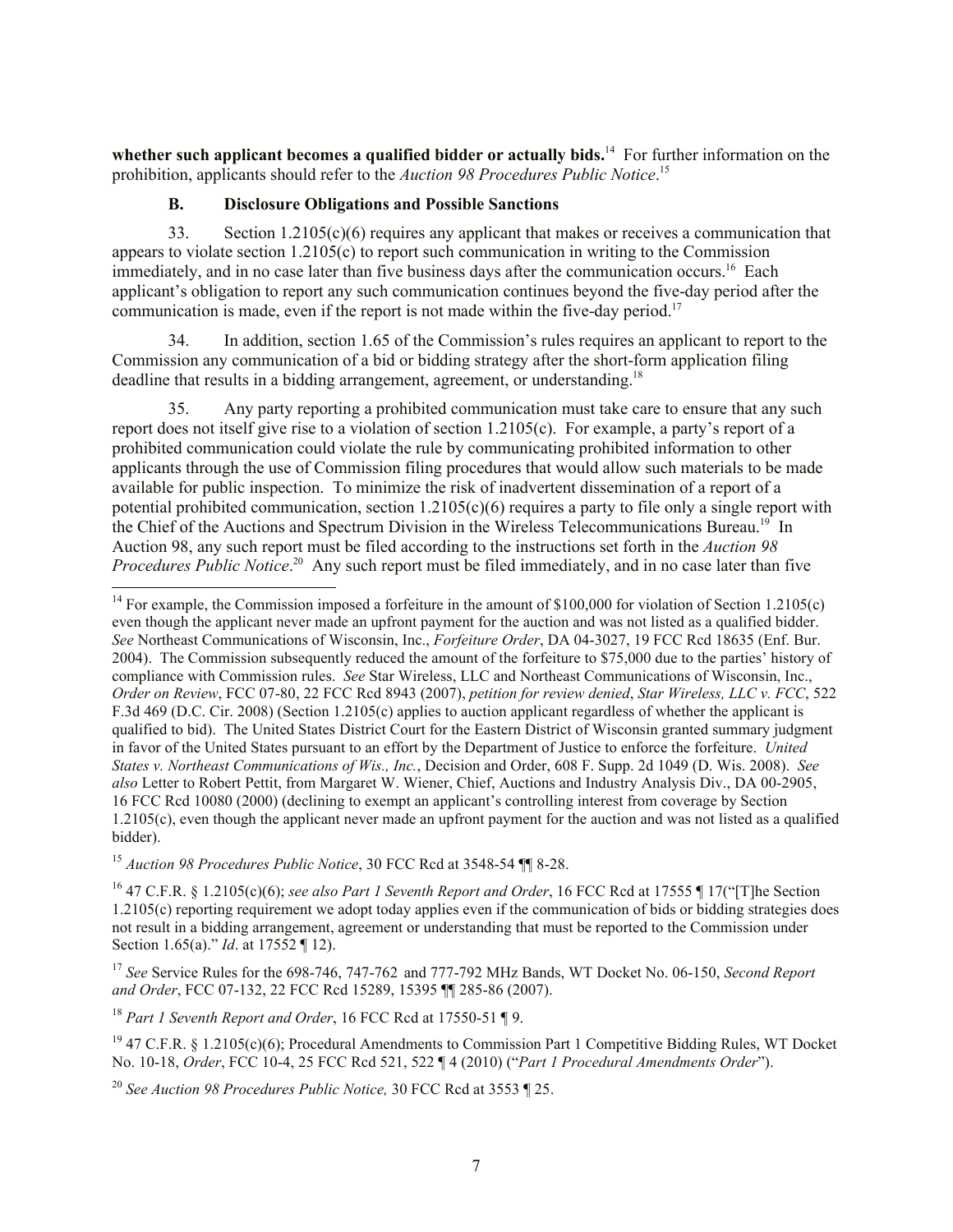**whether such applicant becomes a qualified bidder or actually bids.**[14] For further information on the prohibition, applicants should refer to the *Auction 98 Procedures Public Notice*.[15]

### B. Disclosure Obligations and Possible Sanctions

33. Section 1.2105(c)(6) requires any applicant that makes or receives a communication that appears to violate section 1.2105(c) to report such communication in writing to the Commission immediately, and in no case later than five business days after the communication occurs.[16] Each applicant's obligation to report any such communication continues beyond the five-day period after the communication is made, even if the report is not made within the five-day period.[17]

34. In addition, section 1.65 of the Commission's rules requires an applicant to report to the Commission any communication of a bid or bidding strategy after the short-form application filing deadline that results in a bidding arrangement, agreement, or understanding.[18]

35. Any party reporting a prohibited communication must take care to ensure that any such report does not itself give rise to a violation of section 1.2105(c). For example, a party's report of a prohibited communication could violate the rule by communicating prohibited information to other applicants through the use of Commission filing procedures that would allow such materials to be made available for public inspection. To minimize the risk of inadvertent dissemination of a report of a potential prohibited communication, section 1.2105(c)(6) requires a party to file only a single report with the Chief of the Auctions and Spectrum Division in the Wireless Telecommunications Bureau.[19] In Auction 98, any such report must be filed according to the instructions set forth in the *Auction 98 Procedures Public Notice*.[20] Any such report must be filed immediately, and in no case later than five

---

[14] For example, the Commission imposed a forfeiture in the amount of $100,000 for violation of Section 1.2105(c) even though the applicant never made an upfront payment for the auction and was not listed as a qualified bidder. *See* Northeast Communications of Wisconsin, Inc., *Forfeiture Order*, DA 04-3027, 19 FCC Rcd 18635 (Enf. Bur. 2004). The Commission subsequently reduced the amount of the forfeiture to $75,000 due to the parties' history of compliance with Commission rules. *See* Star Wireless, LLC and Northeast Communications of Wisconsin, Inc., *Order on Review*, FCC 07-80, 22 FCC Rcd 8943 (2007), *petition for review denied*, *Star Wireless, LLC v. FCC*, 522 F.3d 469 (D.C. Cir. 2008) (Section 1.2105(c) applies to auction applicant regardless of whether the applicant is qualified to bid). The United States District Court for the Eastern District of Wisconsin granted summary judgment in favor of the United States pursuant to an effort by the Department of Justice to enforce the forfeiture. *United States v. Northeast Communications of Wis., Inc.*, Decision and Order, 608 F. Supp. 2d 1049 (D. Wis. 2008). *See also* Letter to Robert Pettit, from Margaret W. Wiener, Chief, Auctions and Industry Analysis Div., DA 00-2905, 16 FCC Rcd 10080 (2000) (declining to exempt an applicant's controlling interest from coverage by Section 1.2105(c), even though the applicant never made an upfront payment for the auction and was not listed as a qualified bidder).

[15] *Auction 98 Procedures Public Notice*, 30 FCC Rcd at 3548-54 ¶¶ 8-28.

[16] 47 C.F.R. § 1.2105(c)(6); *see also Part 1 Seventh Report and Order*, 16 FCC Rcd at 17555 ¶ 17("[T]he Section 1.2105(c) reporting requirement we adopt today applies even if the communication of bids or bidding strategies does not result in a bidding arrangement, agreement or understanding that must be reported to the Commission under Section 1.65(a)." *Id*. at 17552 ¶ 12).

[17] *See* Service Rules for the 698-746, 747-762 and 777-792 MHz Bands, WT Docket No. 06-150, *Second Report and Order*, FCC 07-132, 22 FCC Rcd 15289, 15395 ¶¶ 285-86 (2007).

[18] *Part 1 Seventh Report and Order*, 16 FCC Rcd at 17550-51 ¶ 9.

[19] 47 C.F.R. § 1.2105(c)(6); Procedural Amendments to Commission Part 1 Competitive Bidding Rules, WT Docket No. 10-18, *Order*, FCC 10-4, 25 FCC Rcd 521, 522 ¶ 4 (2010) ("*Part 1 Procedural Amendments Order*").

[20] *See Auction 98 Procedures Public Notice,* 30 FCC Rcd at 3553 ¶ 25.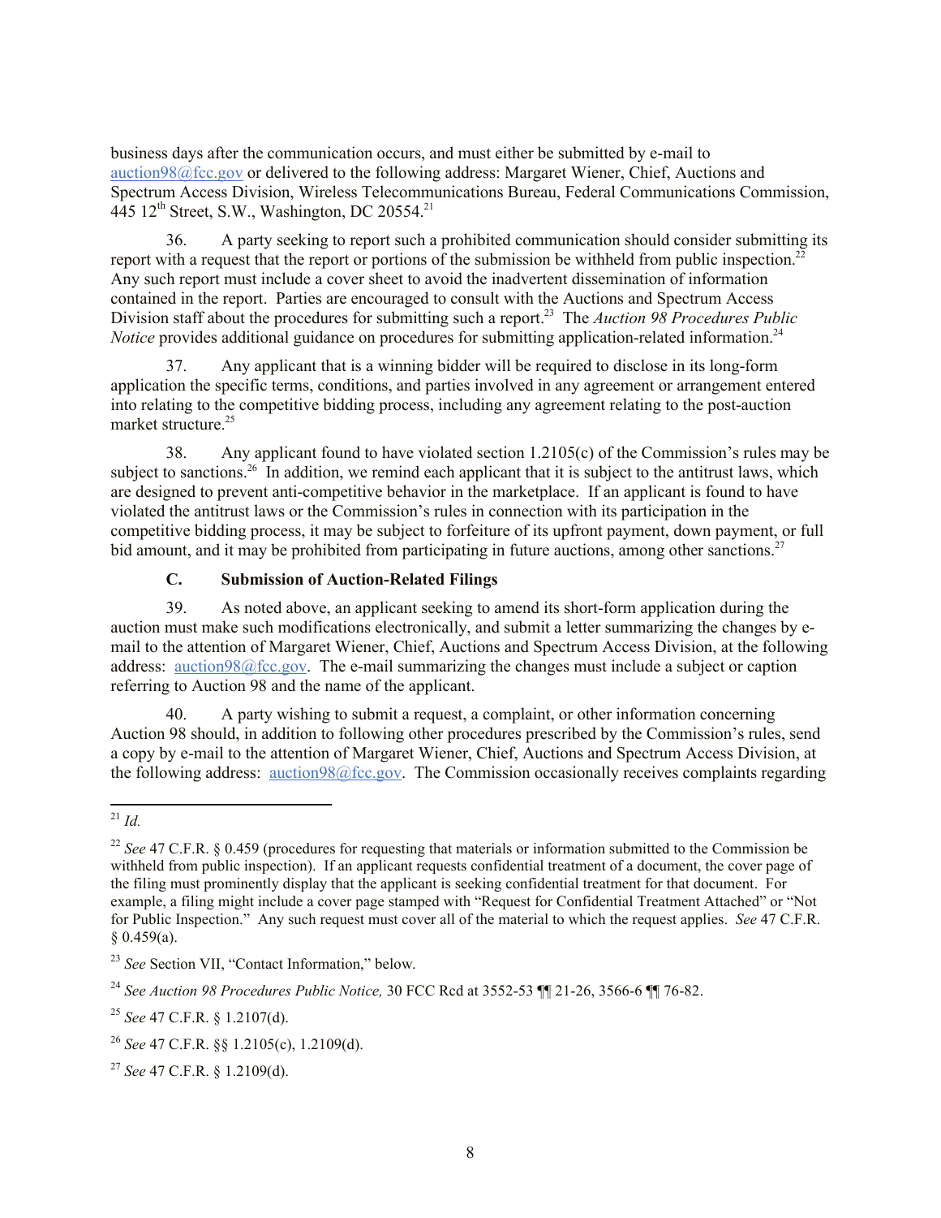business days after the communication occurs, and must either be submitted by e-mail to auction98@fcc.gov or delivered to the following address: Margaret Wiener, Chief, Auctions and Spectrum Access Division, Wireless Telecommunications Bureau, Federal Communications Commission, 445 12th Street, S.W., Washington, DC 20554.[21]

36. A party seeking to report such a prohibited communication should consider submitting its report with a request that the report or portions of the submission be withheld from public inspection.[22] Any such report must include a cover sheet to avoid the inadvertent dissemination of information contained in the report. Parties are encouraged to consult with the Auctions and Spectrum Access Division staff about the procedures for submitting such a report.[23] The *Auction 98 Procedures Public Notice* provides additional guidance on procedures for submitting application-related information.[24]

37. Any applicant that is a winning bidder will be required to disclose in its long-form application the specific terms, conditions, and parties involved in any agreement or arrangement entered into relating to the competitive bidding process, including any agreement relating to the post-auction market structure.[25]

38. Any applicant found to have violated section 1.2105(c) of the Commission's rules may be subject to sanctions.[26] In addition, we remind each applicant that it is subject to the antitrust laws, which are designed to prevent anti-competitive behavior in the marketplace. If an applicant is found to have violated the antitrust laws or the Commission's rules in connection with its participation in the competitive bidding process, it may be subject to forfeiture of its upfront payment, down payment, or full bid amount, and it may be prohibited from participating in future auctions, among other sanctions.[27]

### C. Submission of Auction-Related Filings

39. As noted above, an applicant seeking to amend its short-form application during the auction must make such modifications electronically, and submit a letter summarizing the changes by e-mail to the attention of Margaret Wiener, Chief, Auctions and Spectrum Access Division, at the following address: auction98@fcc.gov. The e-mail summarizing the changes must include a subject or caption referring to Auction 98 and the name of the applicant.

40. A party wishing to submit a request, a complaint, or other information concerning Auction 98 should, in addition to following other procedures prescribed by the Commission's rules, send a copy by e-mail to the attention of Margaret Wiener, Chief, Auctions and Spectrum Access Division, at the following address: auction98@fcc.gov. The Commission occasionally receives complaints regarding

---

[21] *Id.*

[22] *See* 47 C.F.R. § 0.459 (procedures for requesting that materials or information submitted to the Commission be withheld from public inspection). If an applicant requests confidential treatment of a document, the cover page of the filing must prominently display that the applicant is seeking confidential treatment for that document. For example, a filing might include a cover page stamped with "Request for Confidential Treatment Attached" or "Not for Public Inspection." Any such request must cover all of the material to which the request applies. *See* 47 C.F.R. § 0.459(a).

[23] *See* Section VII, "Contact Information," below.

[24] *See Auction 98 Procedures Public Notice,* 30 FCC Rcd at 3552-53 ¶¶ 21-26, 3566-6 ¶¶ 76-82.

[25] *See* 47 C.F.R. § 1.2107(d).

[26] *See* 47 C.F.R. §§ 1.2105(c), 1.2109(d).

[27] *See* 47 C.F.R. § 1.2109(d).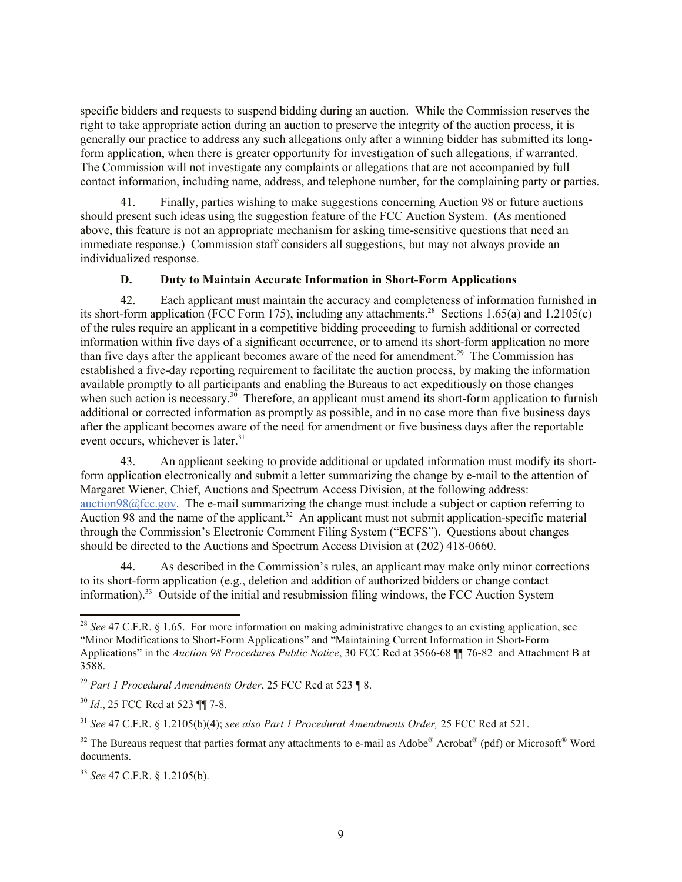specific bidders and requests to suspend bidding during an auction. While the Commission reserves the right to take appropriate action during an auction to preserve the integrity of the auction process, it is generally our practice to address any such allegations only after a winning bidder has submitted its long-form application, when there is greater opportunity for investigation of such allegations, if warranted. The Commission will not investigate any complaints or allegations that are not accompanied by full contact information, including name, address, and telephone number, for the complaining party or parties.

41. Finally, parties wishing to make suggestions concerning Auction 98 or future auctions should present such ideas using the suggestion feature of the FCC Auction System. (As mentioned above, this feature is not an appropriate mechanism for asking time-sensitive questions that need an immediate response.) Commission staff considers all suggestions, but may not always provide an individualized response.

### D. Duty to Maintain Accurate Information in Short-Form Applications

42. Each applicant must maintain the accuracy and completeness of information furnished in its short-form application (FCC Form 175), including any attachments.[28] Sections 1.65(a) and 1.2105(c) of the rules require an applicant in a competitive bidding proceeding to furnish additional or corrected information within five days of a significant occurrence, or to amend its short-form application no more than five days after the applicant becomes aware of the need for amendment.[29] The Commission has established a five-day reporting requirement to facilitate the auction process, by making the information available promptly to all participants and enabling the Bureaus to act expeditiously on those changes when such action is necessary.[30] Therefore, an applicant must amend its short-form application to furnish additional or corrected information as promptly as possible, and in no case more than five business days after the applicant becomes aware of the need for amendment or five business days after the reportable event occurs, whichever is later.[31]

43. An applicant seeking to provide additional or updated information must modify its short-form application electronically and submit a letter summarizing the change by e-mail to the attention of Margaret Wiener, Chief, Auctions and Spectrum Access Division, at the following address: auction98@fcc.gov. The e-mail summarizing the change must include a subject or caption referring to Auction 98 and the name of the applicant.[32] An applicant must not submit application-specific material through the Commission's Electronic Comment Filing System ("ECFS"). Questions about changes should be directed to the Auctions and Spectrum Access Division at (202) 418-0660.

44. As described in the Commission's rules, an applicant may make only minor corrections to its short-form application (e.g., deletion and addition of authorized bidders or change contact information).[33] Outside of the initial and resubmission filing windows, the FCC Auction System

---

[28] *See* 47 C.F.R. § 1.65. For more information on making administrative changes to an existing application, see "Minor Modifications to Short-Form Applications" and "Maintaining Current Information in Short-Form Applications" in the *Auction 98 Procedures Public Notice*, 30 FCC Rcd at 3566-68 ¶¶ 76-82 and Attachment B at 3588.

[29] *Part 1 Procedural Amendments Order*, 25 FCC Rcd at 523 ¶ 8.

[30] *Id*., 25 FCC Rcd at 523 ¶¶ 7-8.

[31] *See* 47 C.F.R. § 1.2105(b)(4); *see also Part 1 Procedural Amendments Order,* 25 FCC Rcd at 521.

[32] The Bureaus request that parties format any attachments to e-mail as Adobe® Acrobat® (pdf) or Microsoft® Word documents.

[33] *See* 47 C.F.R. § 1.2105(b).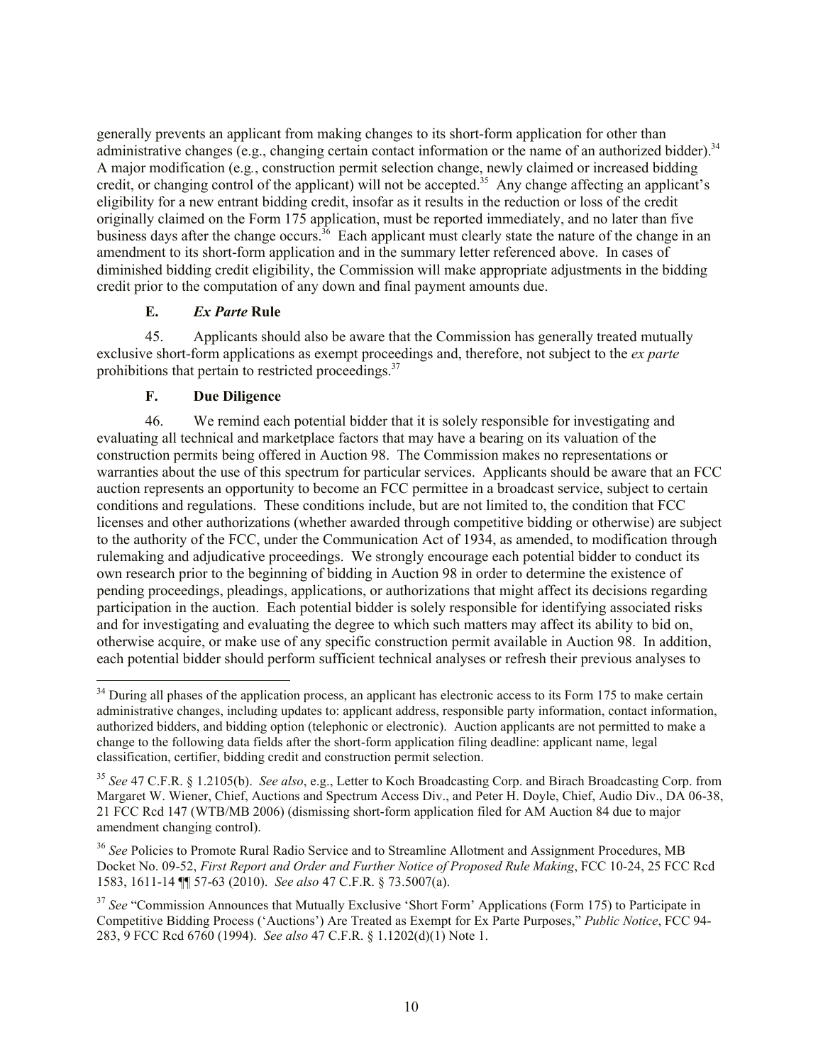generally prevents an applicant from making changes to its short-form application for other than administrative changes (e.g., changing certain contact information or the name of an authorized bidder).[34] A major modification (e.g*.*, construction permit selection change, newly claimed or increased bidding credit, or changing control of the applicant) will not be accepted.[35] Any change affecting an applicant's eligibility for a new entrant bidding credit, insofar as it results in the reduction or loss of the credit originally claimed on the Form 175 application, must be reported immediately, and no later than five business days after the change occurs.[36] Each applicant must clearly state the nature of the change in an amendment to its short-form application and in the summary letter referenced above. In cases of diminished bidding credit eligibility, the Commission will make appropriate adjustments in the bidding credit prior to the computation of any down and final payment amounts due.

### E. *Ex Parte* Rule

45. Applicants should also be aware that the Commission has generally treated mutually exclusive short-form applications as exempt proceedings and, therefore, not subject to the *ex parte* prohibitions that pertain to restricted proceedings.[37]

### F. Due Diligence

46. We remind each potential bidder that it is solely responsible for investigating and evaluating all technical and marketplace factors that may have a bearing on its valuation of the construction permits being offered in Auction 98. The Commission makes no representations or warranties about the use of this spectrum for particular services. Applicants should be aware that an FCC auction represents an opportunity to become an FCC permittee in a broadcast service, subject to certain conditions and regulations. These conditions include, but are not limited to, the condition that FCC licenses and other authorizations (whether awarded through competitive bidding or otherwise) are subject to the authority of the FCC, under the Communication Act of 1934, as amended, to modification through rulemaking and adjudicative proceedings. We strongly encourage each potential bidder to conduct its own research prior to the beginning of bidding in Auction 98 in order to determine the existence of pending proceedings, pleadings, applications, or authorizations that might affect its decisions regarding participation in the auction. Each potential bidder is solely responsible for identifying associated risks and for investigating and evaluating the degree to which such matters may affect its ability to bid on, otherwise acquire, or make use of any specific construction permit available in Auction 98. In addition, each potential bidder should perform sufficient technical analyses or refresh their previous analyses to

---

[34] During all phases of the application process, an applicant has electronic access to its Form 175 to make certain administrative changes, including updates to: applicant address, responsible party information, contact information, authorized bidders, and bidding option (telephonic or electronic). Auction applicants are not permitted to make a change to the following data fields after the short-form application filing deadline: applicant name, legal classification, certifier, bidding credit and construction permit selection.

[35] *See* 47 C.F.R. § 1.2105(b). *See also*, e.g., Letter to Koch Broadcasting Corp. and Birach Broadcasting Corp. from Margaret W. Wiener, Chief, Auctions and Spectrum Access Div., and Peter H. Doyle, Chief, Audio Div., DA 06-38, 21 FCC Rcd 147 (WTB/MB 2006) (dismissing short-form application filed for AM Auction 84 due to major amendment changing control).

[36] *See* Policies to Promote Rural Radio Service and to Streamline Allotment and Assignment Procedures, MB Docket No. 09-52, *First Report and Order and Further Notice of Proposed Rule Making*, FCC 10-24, 25 FCC Rcd 1583, 1611-14 ¶¶ 57-63 (2010). *See also* 47 C.F.R. § 73.5007(a).

[37] *See* "Commission Announces that Mutually Exclusive 'Short Form' Applications (Form 175) to Participate in Competitive Bidding Process ('Auctions') Are Treated as Exempt for Ex Parte Purposes," *Public Notice*, FCC 94-283, 9 FCC Rcd 6760 (1994). *See also* 47 C.F.R. § 1.1202(d)(1) Note 1.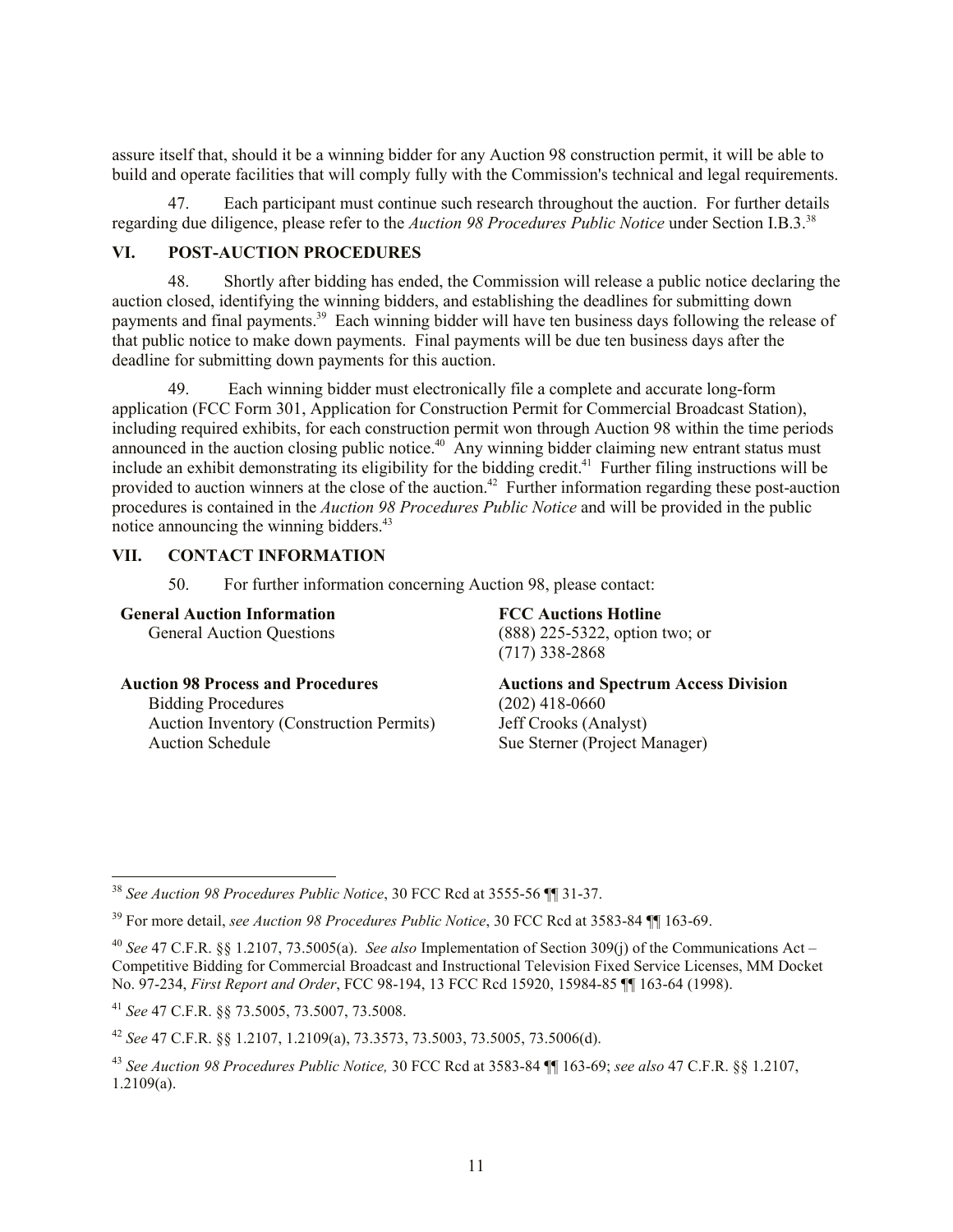assure itself that, should it be a winning bidder for any Auction 98 construction permit, it will be able to build and operate facilities that will comply fully with the Commission's technical and legal requirements.

47. Each participant must continue such research throughout the auction. For further details regarding due diligence, please refer to the *Auction 98 Procedures Public Notice* under Section I.B.3.[38]

## VI. POST-AUCTION PROCEDURES

48. Shortly after bidding has ended, the Commission will release a public notice declaring the auction closed, identifying the winning bidders, and establishing the deadlines for submitting down payments and final payments.[39] Each winning bidder will have ten business days following the release of that public notice to make down payments. Final payments will be due ten business days after the deadline for submitting down payments for this auction.

49. Each winning bidder must electronically file a complete and accurate long-form application (FCC Form 301, Application for Construction Permit for Commercial Broadcast Station), including required exhibits, for each construction permit won through Auction 98 within the time periods announced in the auction closing public notice.[40] Any winning bidder claiming new entrant status must include an exhibit demonstrating its eligibility for the bidding credit.[41] Further filing instructions will be provided to auction winners at the close of the auction.[42] Further information regarding these post-auction procedures is contained in the *Auction 98 Procedures Public Notice* and will be provided in the public notice announcing the winning bidders.[43]

## VII. CONTACT INFORMATION

50. For further information concerning Auction 98, please contact:

| | |
|---|---|
| **General Auction Information** | **FCC Auctions Hotline** |
| General Auction Questions | (888) 225-5322, option two; or (717) 338-2868 |
| **Auction 98 Process and Procedures** | **Auctions and Spectrum Access Division** |
| Bidding Procedures | (202) 418-0660 |
| Auction Inventory (Construction Permits) | Jeff Crooks (Analyst) |
| Auction Schedule | Sue Sterner (Project Manager) |

---

[38] *See Auction 98 Procedures Public Notice*, 30 FCC Rcd at 3555-56 ¶¶ 31-37.

[39] For more detail, *see Auction 98 Procedures Public Notice*, 30 FCC Rcd at 3583-84 ¶¶ 163-69.

[40] *See* 47 C.F.R. §§ 1.2107, 73.5005(a). *See also* Implementation of Section 309(j) of the Communications Act – Competitive Bidding for Commercial Broadcast and Instructional Television Fixed Service Licenses, MM Docket No. 97-234, *First Report and Order*, FCC 98-194, 13 FCC Rcd 15920, 15984-85 ¶¶ 163-64 (1998).

[41] *See* 47 C.F.R. §§ 73.5005, 73.5007, 73.5008.

[42] *See* 47 C.F.R. §§ 1.2107, 1.2109(a), 73.3573, 73.5003, 73.5005, 73.5006(d).

[43] *See Auction 98 Procedures Public Notice,* 30 FCC Rcd at 3583-84 ¶¶ 163-69; *see also* 47 C.F.R. §§ 1.2107, 1.2109(a).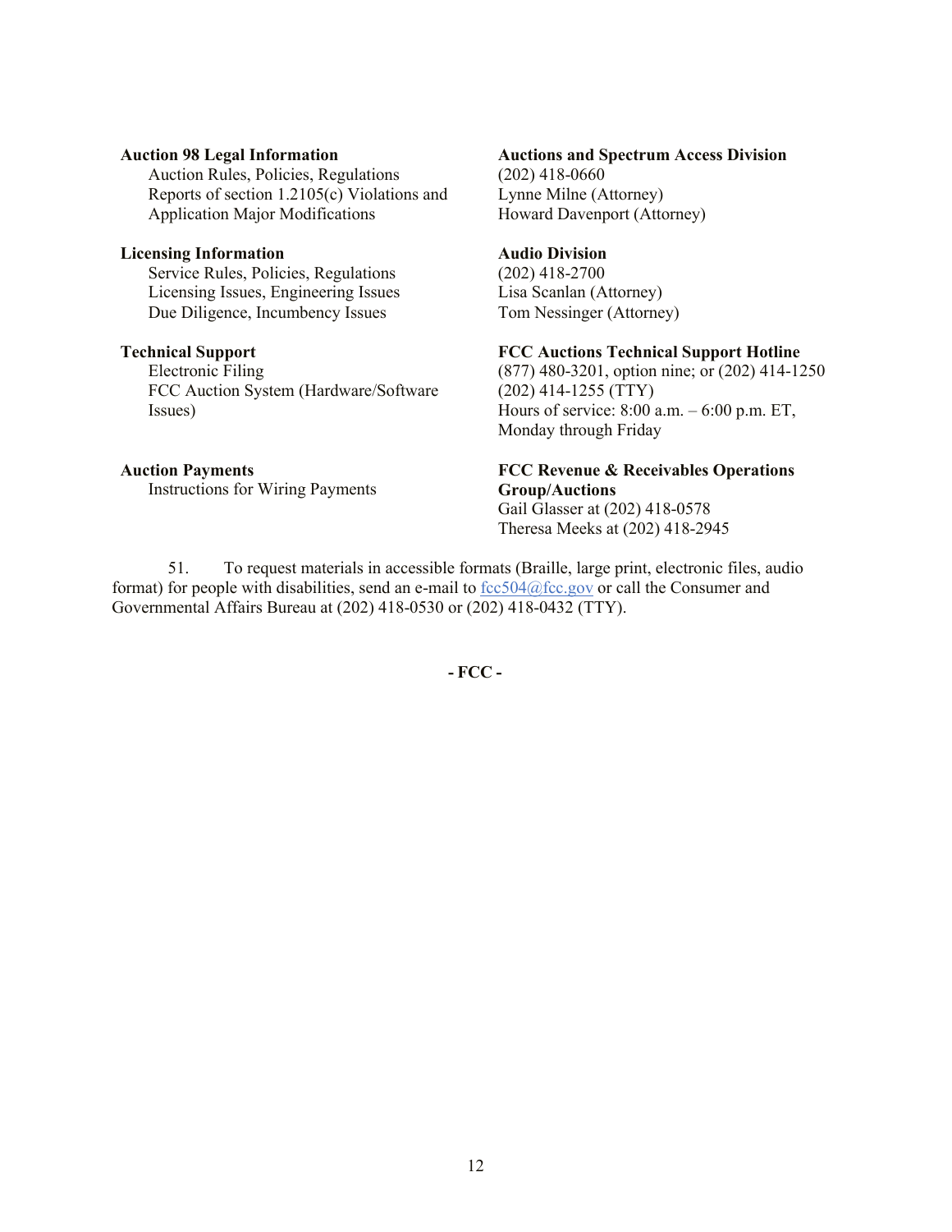| | |
|---|---|
| **Auction 98 Legal Information**<br>Auction Rules, Policies, Regulations<br>Reports of section 1.2105(c) Violations and Application Major Modifications | **Auctions and Spectrum Access Division**<br>(202) 418-0660<br>Lynne Milne (Attorney)<br>Howard Davenport (Attorney) |
| **Licensing Information**<br>Service Rules, Policies, Regulations<br>Licensing Issues, Engineering Issues<br>Due Diligence, Incumbency Issues | **Audio Division**<br>(202) 418-2700<br>Lisa Scanlan (Attorney)<br>Tom Nessinger (Attorney) |
| **Technical Support**<br>Electronic Filing<br>FCC Auction System (Hardware/Software Issues) | **FCC Auctions Technical Support Hotline**<br>(877) 480-3201, option nine; or (202) 414-1250<br>(202) 414-1255 (TTY)<br>Hours of service: 8:00 a.m. – 6:00 p.m. ET, Monday through Friday |
| **Auction Payments**<br>Instructions for Wiring Payments | **FCC Revenue & Receivables Operations Group/Auctions**<br>Gail Glasser at (202) 418-0578<br>Theresa Meeks at (202) 418-2945 |

51. To request materials in accessible formats (Braille, large print, electronic files, audio format) for people with disabilities, send an e-mail to fcc504@fcc.gov or call the Consumer and Governmental Affairs Bureau at (202) 418-0530 or (202) 418-0432 (TTY).

**- FCC -**